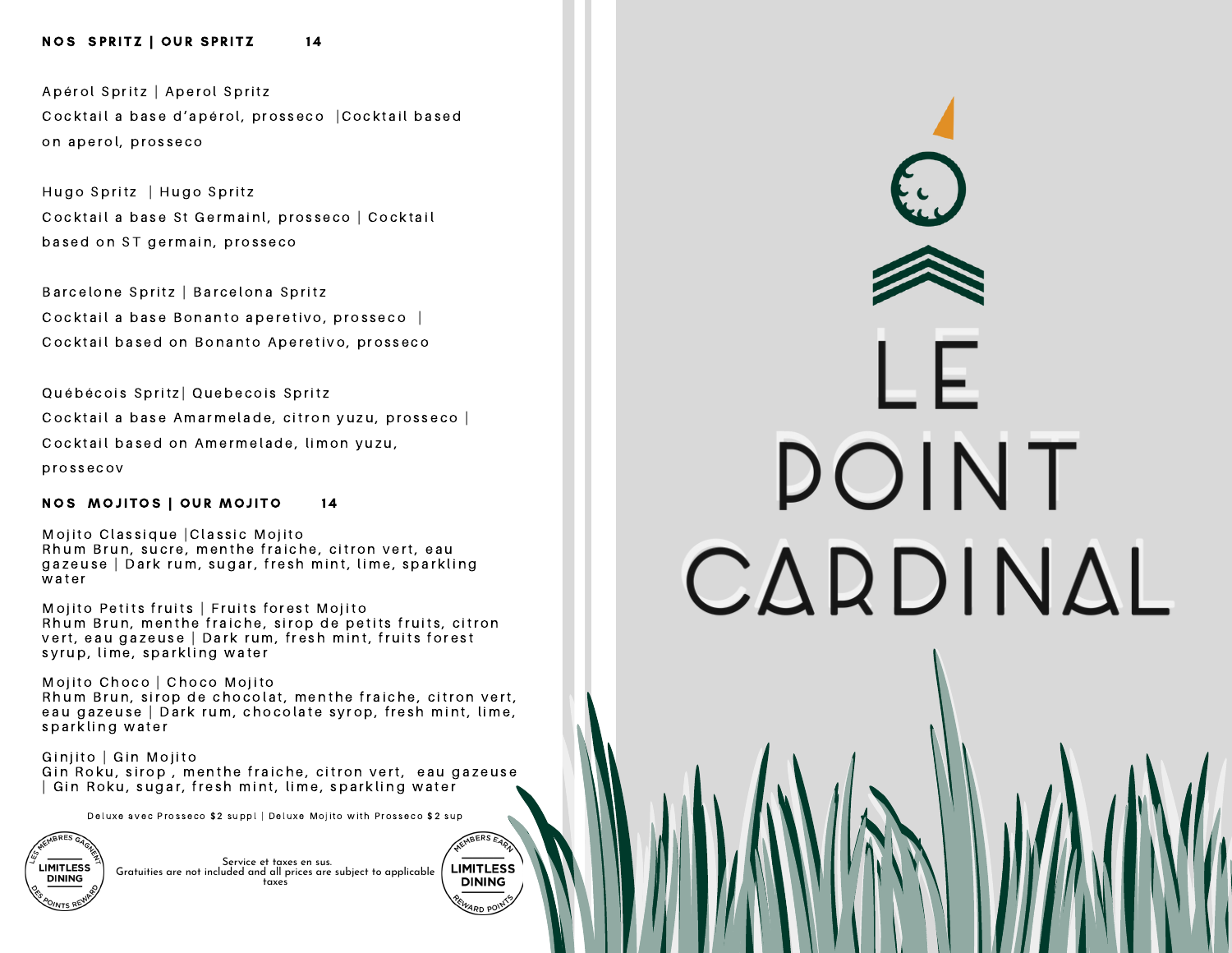## NOS SPRITZ | OUR SPRITZ 14

Apérol Spritz | Aperol Spritz
Cocktail a base d'apérol, prosseco |Cocktail based on aperol, prosseco

Hugo Spritz | Hugo Spritz
Cocktail a base St Germainl, prosseco | Cocktail based on ST germain, prosseco

Barcelone Spritz | Barcelona Spritz
Cocktail a base Bonanto aperetivo, prosseco | Cocktail based on Bonanto Aperetivo, prosseco

Québécois Spritz| Quebecois Spritz
Cocktail a base Amarmelade, citron yuzu, prosseco | Cocktail based on Amermelade, limon yuzu, prossecov

## NOS MOJITOS | OUR MOJITO 14

Mojito Classique |Classic Mojito
Rhum Brun, sucre, menthe fraiche, citron vert, eau gazeuse | Dark rum, sugar, fresh mint, lime, sparkling water

Mojito Petits fruits | Fruits forest Mojito
Rhum Brun, menthe fraiche, sirop de petits fruits, citron vert, eau gazeuse | Dark rum, fresh mint, fruits forest syrup, lime, sparkling water

Mojito Choco | Choco Mojito
Rhum Brun, sirop de chocolat, menthe fraiche, citron vert, eau gazeuse | Dark rum, chocolate syrop, fresh mint, lime, sparkling water

Ginjito | Gin Mojito
Gin Roku, sirop , menthe fraiche, citron vert, eau gazeuse | Gin Roku, sugar, fresh mint, lime, sparkling water

Deluxe avec Prosseco $2 suppl | Deluxe Mojito with Prosseco $2 sup

LES MEMBRES GAGNENT LIMITLESS DINING DES POINTS REWARD

Service et taxes en sus.
Gratuities are not included and all prices are subject to applicable taxes

MEMBERS EARN LIMITLESS DINING REWARD POINTS

# LE POINT CARDINAL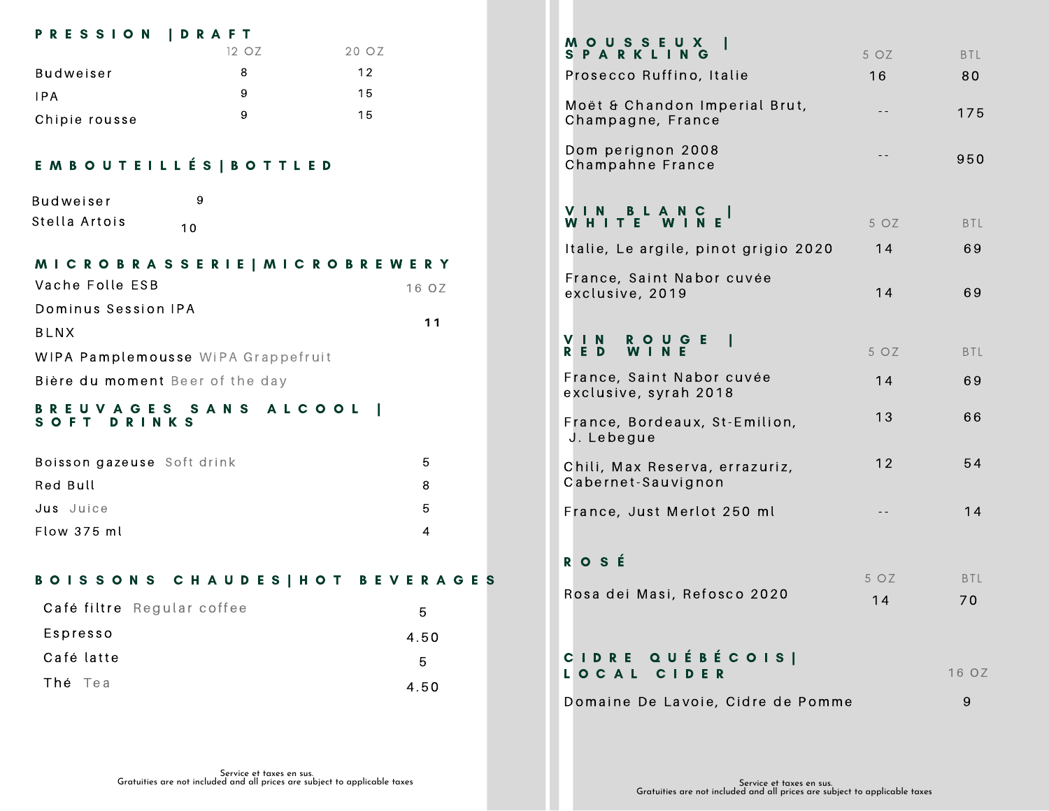## PRESSION | DRAFT

| | 12 OZ | 20 OZ |
|---|---|---|
| Budweiser | 8 | 12 |
| IPA | 9 | 15 |
| Chipie rousse | 9 | 15 |

## EMBOUTEILLÉS | BOTTLED

| | |
|---|---|
| Budweiser | 9 |
| Stella Artois | 10 |

## MICROBRASSERIE | MICROBREWERY

| | 16 OZ |
|---|---|
| Vache Folle ESB | 11 |
| Dominus Session IPA | |
| BLNX | |
| WIPA Pamplemousse WiPA Grappefruit | |
| Bière du moment Beer of the day | |

## BREUVAGES SANS ALCOOL | SOFT DRINKS

| | |
|---|---|
| Boisson gazeuse Soft drink | 5 |
| Red Bull | 8 |
| Jus Juice | 5 |
| Flow 375 ml | 4 |

## BOISSONS CHAUDES | HOT BEVERAGES

| | |
|---|---|
| Café filtre Regular coffee | 5 |
| Espresso | 4.50 |
| Café latte | 5 |
| Thé Tea | 4.50 |

Service et taxes en sus.
Gratuities are not included and all prices are subject to applicable taxes

## MOUSSEUX | SPARKLING

| | 5 OZ | BTL |
|---|---|---|
| Prosecco Ruffino, Italie | 16 | 80 |
| Moët & Chandon Imperial Brut, Champagne, France | -- | 175 |
| Dom perignon 2008 Champahne France | -- | 950 |

## VIN BLANC | WHITE WINE

| | 5 OZ | BTL |
|---|---|---|
| Italie, Le argile, pinot grigio 2020 | 14 | 69 |
| France, Saint Nabor cuvée exclusive, 2019 | 14 | 69 |

## VIN ROUGE | RED WINE

| | 5 OZ | BTL |
|---|---|---|
| France, Saint Nabor cuvée exclusive, syrah 2018 | 14 | 69 |
| France, Bordeaux, St-Emilion, J. Lebegue | 13 | 66 |
| Chili, Max Reserva, errazuriz, Cabernet-Sauvignon | 12 | 54 |
| France, Just Merlot 250 ml | -- | 14 |

## ROSÉ

| | 5 OZ | BTL |
|---|---|---|
| Rosa dei Masi, Refosco 2020 | 14 | 70 |

## CIDRE QUÉBÉCOIS | LOCAL CIDER

| | 16 OZ |
|---|---|
| Domaine De Lavoie, Cidre de Pomme | 9 |

Service et taxes en sus.
Gratuities are not included and all prices are subject to applicable taxes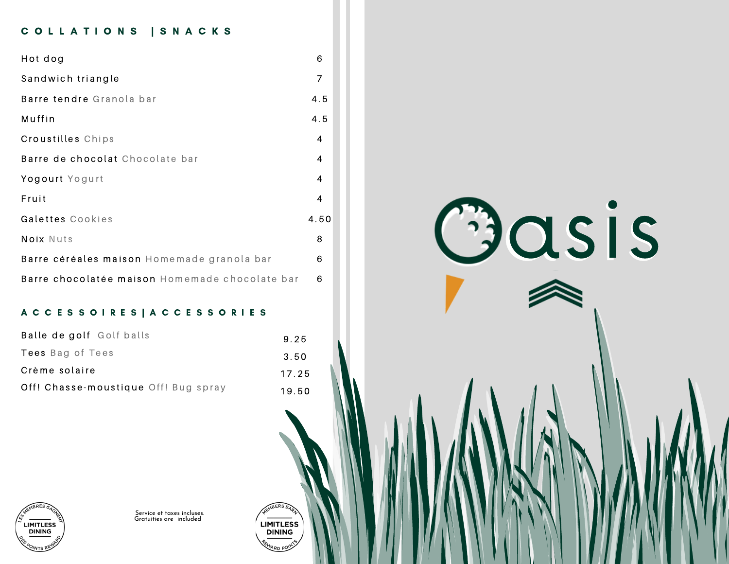## COLLATIONS | SNACKS

| | |
|---|---|
| Hot dog | 6 |
| Sandwich triangle | 7 |
| Barre tendre Granola bar | 4.5 |
| Muffin | 4.5 |
| Croustilles Chips | 4 |
| Barre de chocolat Chocolate bar | 4 |
| Yogourt Yogurt | 4 |
| Fruit | 4 |
| Galettes Cookies | 4.50 |
| Noix Nuts | 8 |
| Barre céréales maison Homemade granola bar | 6 |
| Barre chocolatée maison Homemade chocolate bar | 6 |

## ACCESSOIRES | ACCESSORIES

| | |
|---|---|
| Balle de golf Golf balls | 9.25 |
| Tees Bag of Tees | 3.50 |
| Crème solaire | 17.25 |
| Off! Chasse-moustique Off! Bug spray | 19.50 |

LES MEMBRES GAGNENT LIMITLESS DINING DES POINTS REWARD

Service et taxes incluses.
Gratuities are included

MEMBERS EARN LIMITLESS DINING REWARD POINTS

Oasis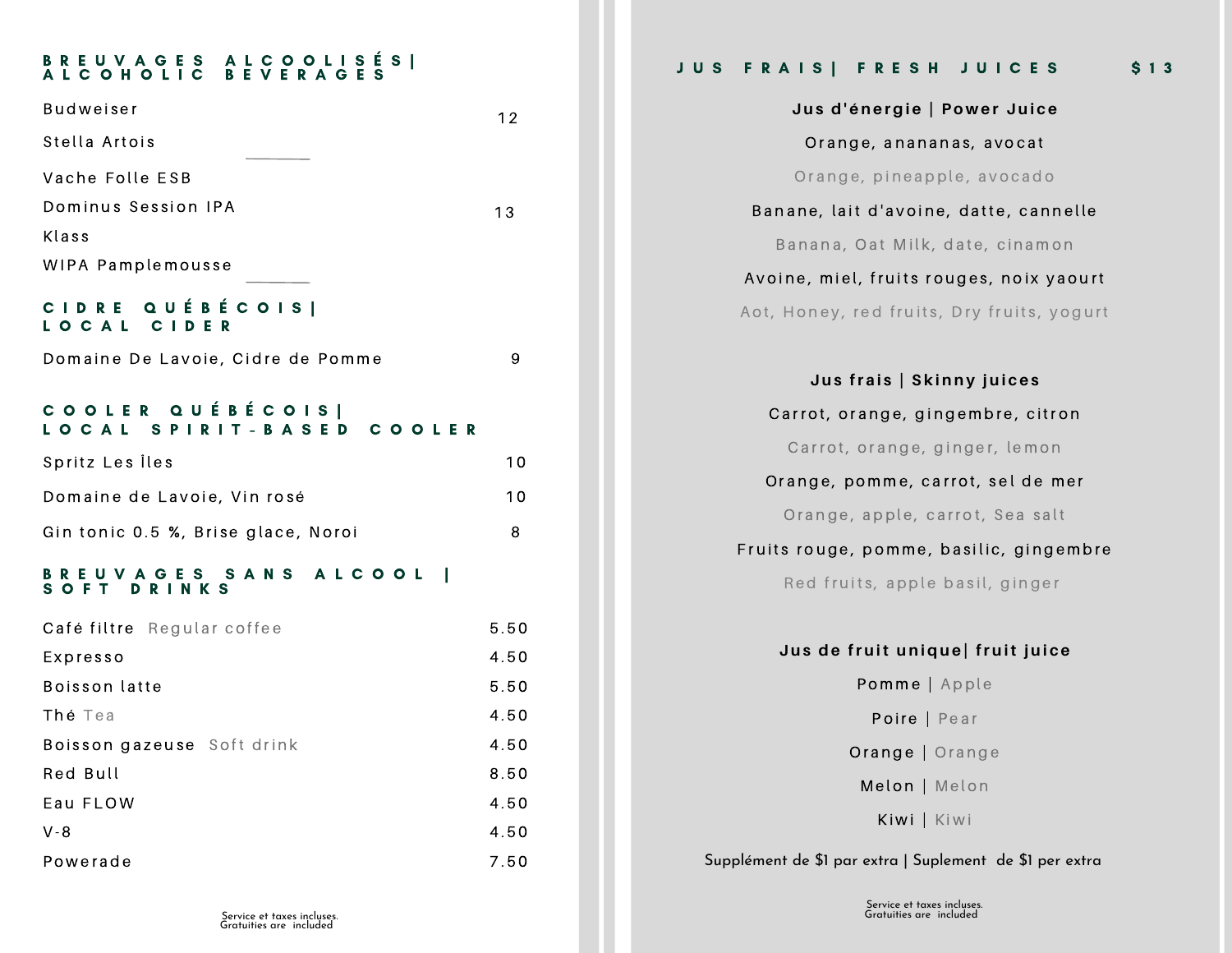## BREUVAGES ALCOOLISÉS| ALCOHOLIC BEVERAGES

| | |
|---|---|
| Budweiser | 12 |
| Stella Artois | |
| Vache Folle ESB | 13 |
| Dominus Session IPA | |
| Klass | |
| WIPA Pamplemousse | |

## CIDRE QUÉBÉCOIS| LOCAL CIDER

| | |
|---|---|
| Domaine De Lavoie, Cidre de Pomme | 9 |

## COOLER QUÉBÉCOIS| LOCAL SPIRIT-BASED COOLER

| | |
|---|---|
| Spritz Les Îles | 10 |
| Domaine de Lavoie, Vin rosé | 10 |
| Gin tonic 0.5 %, Brise glace, Noroi | 8 |

## BREUVAGES SANS ALCOOL | SOFT DRINKS

| | |
|---|---|
| Café filtre Regular coffee | 5.50 |
| Expresso | 4.50 |
| Boisson latte | 5.50 |
| Thé Tea | 4.50 |
| Boisson gazeuse Soft drink | 4.50 |
| Red Bull | 8.50 |
| Eau FLOW | 4.50 |
| V-8 | 4.50 |
| Powerade | 7.50 |

Service et taxes incluses.
Gratuities are included

## JUS FRAIS| FRESH JUICES $13

### Jus d'énergie | Power Juice

Orange, ananananas, avocat

Orange, pineapple, avocado

Banane, lait d'avoine, datte, cannelle

Banana, Oat Milk, date, cinamon

Avoine, miel, fruits rouges, noix yaourt

Aot, Honey, red fruits, Dry fruits, yogurt

### Jus frais | Skinny juices

Carrot, orange, gingembre, citron

Carrot, orange, ginger, lemon

Orange, pomme, carrot, sel de mer

Orange, apple, carrot, Sea salt

Fruits rouge, pomme, basilic, gingembre

Red fruits, apple basil, ginger

### Jus de fruit unique| fruit juice

Pomme | Apple

Poire | Pear

Orange | Orange

Melon | Melon

Kiwi | Kiwi

Supplément de $1 par extra | Suplement de $1 per extra

Service et taxes incluses.
Gratuities are included